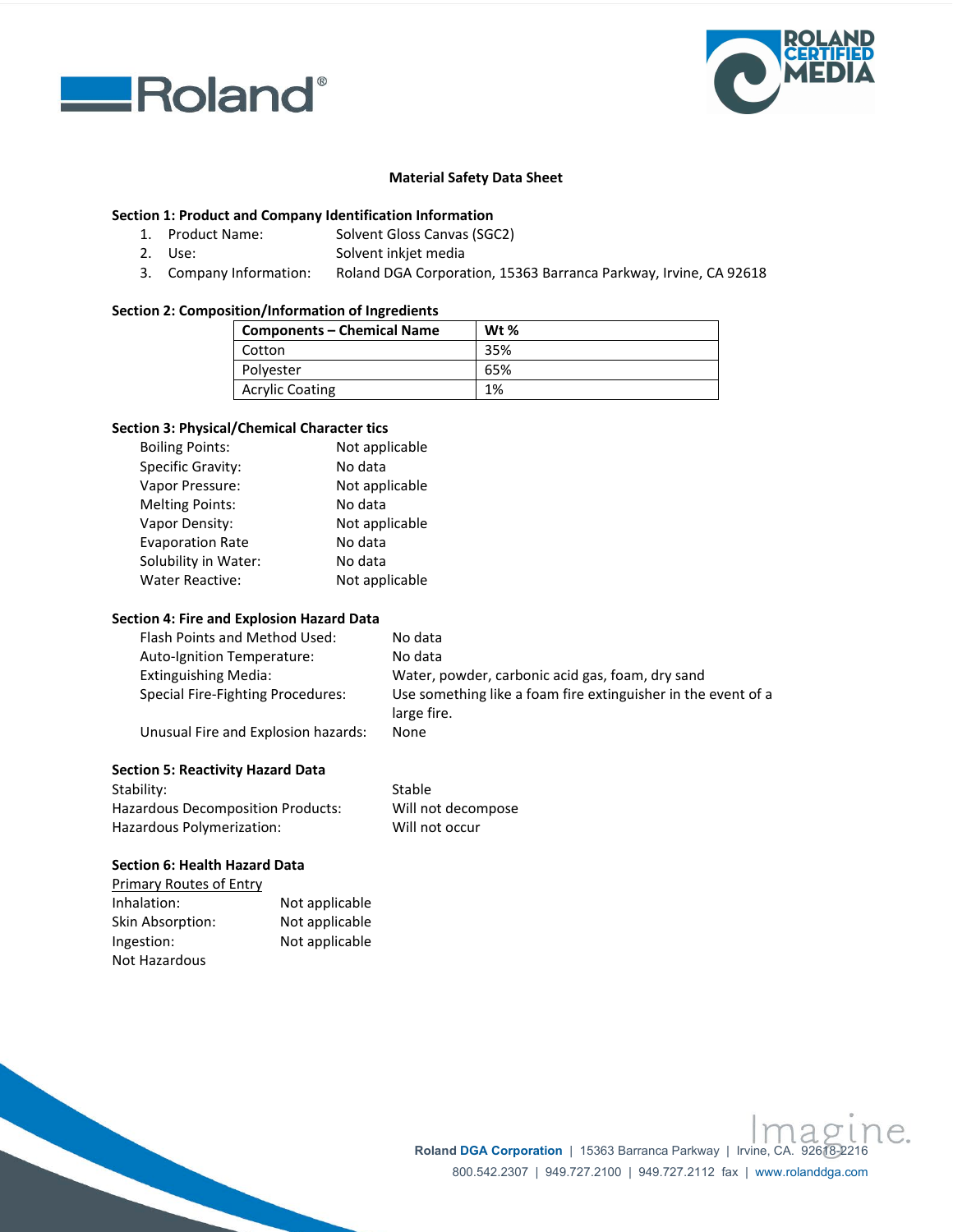# Material Safety Data Sheet

## Section 1: Product and Company Identification Information

1. Product Name: Solvent Gloss Canvas (SGC2)
2. Use: Solvent inkjet media
3. Company Information: Roland DGA Corporation, 15363 Barranca Parkway, Irvine, CA 92618

## Section 2: Composition/Information of Ingredients

| Components – Chemical Name | Wt % |
| --- | --- |
| Cotton | 35% |
| Polyester | 65% |
| Acrylic Coating | 1% |

## Section 3: Physical/Chemical Character tics

| | |
| --- | --- |
| Boiling Points: | Not applicable |
| Specific Gravity: | No data |
| Vapor Pressure: | Not applicable |
| Melting Points: | No data |
| Vapor Density: | Not applicable |
| Evaporation Rate | No data |
| Solubility in Water: | No data |
| Water Reactive: | Not applicable |

## Section 4: Fire and Explosion Hazard Data

| | |
| --- | --- |
| Flash Points and Method Used: | No data |
| Auto-Ignition Temperature: | No data |
| Extinguishing Media: | Water, powder, carbonic acid gas, foam, dry sand |
| Special Fire-Fighting Procedures: | Use something like a foam fire extinguisher in the event of a large fire. |
| Unusual Fire and Explosion hazards: | None |

## Section 5: Reactivity Hazard Data

| | |
| --- | --- |
| Stability: | Stable |
| Hazardous Decomposition Products: | Will not decompose |
| Hazardous Polymerization: | Will not occur |

## Section 6: Health Hazard Data

Primary Routes of Entry

| | |
| --- | --- |
| Inhalation: | Not applicable |
| Skin Absorption: | Not applicable |
| Ingestion: | Not applicable |

Not Hazardous

Roland DGA Corporation | 15363 Barranca Parkway | Irvine, CA. 92618-2216
800.542.2307 | 949.727.2100 | 949.727.2112 fax | www.rolanddga.com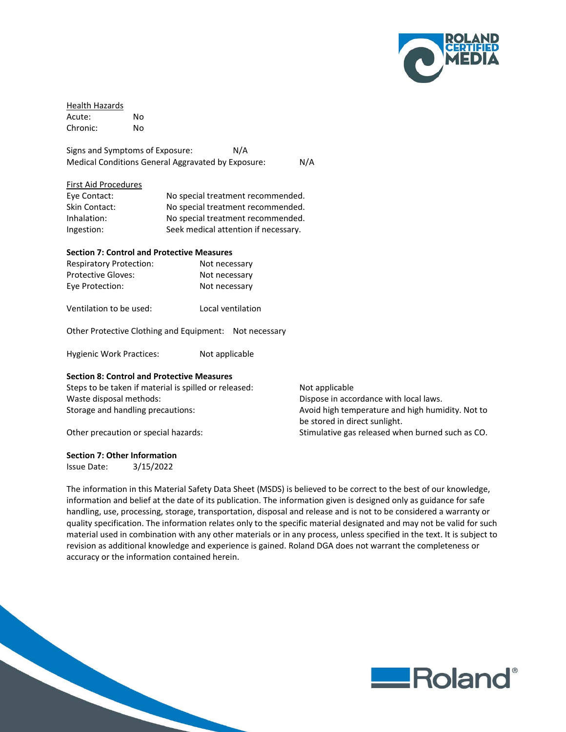Health Hazards

| | |
|---|---|
| Acute: | No |
| Chronic: | No |

Signs and Symptoms of Exposure: N/A
Medical Conditions General Aggravated by Exposure: N/A

First Aid Procedures

| | |
|---|---|
| Eye Contact: | No special treatment recommended. |
| Skin Contact: | No special treatment recommended. |
| Inhalation: | No special treatment recommended. |
| Ingestion: | Seek medical attention if necessary. |

**Section 7: Control and Protective Measures**

| | |
|---|---|
| Respiratory Protection: | Not necessary |
| Protective Gloves: | Not necessary |
| Eye Protection: | Not necessary |

Ventilation to be used: Local ventilation

Other Protective Clothing and Equipment: Not necessary

Hygienic Work Practices: Not applicable

**Section 8: Control and Protective Measures**

| | |
|---|---|
| Steps to be taken if material is spilled or released: | Not applicable |
| Waste disposal methods: | Dispose in accordance with local laws. |
| Storage and handling precautions: | Avoid high temperature and high humidity. Not to be stored in direct sunlight. |
| Other precaution or special hazards: | Stimulative gas released when burned such as CO. |

**Section 7: Other Information**

Issue Date: 3/15/2022

The information in this Material Safety Data Sheet (MSDS) is believed to be correct to the best of our knowledge, information and belief at the date of its publication. The information given is designed only as guidance for safe handling, use, processing, storage, transportation, disposal and release and is not to be considered a warranty or quality specification. The information relates only to the specific material designated and may not be valid for such material used in combination with any other materials or in any process, unless specified in the text. It is subject to revision as additional knowledge and experience is gained. Roland DGA does not warrant the completeness or accuracy or the information contained herein.